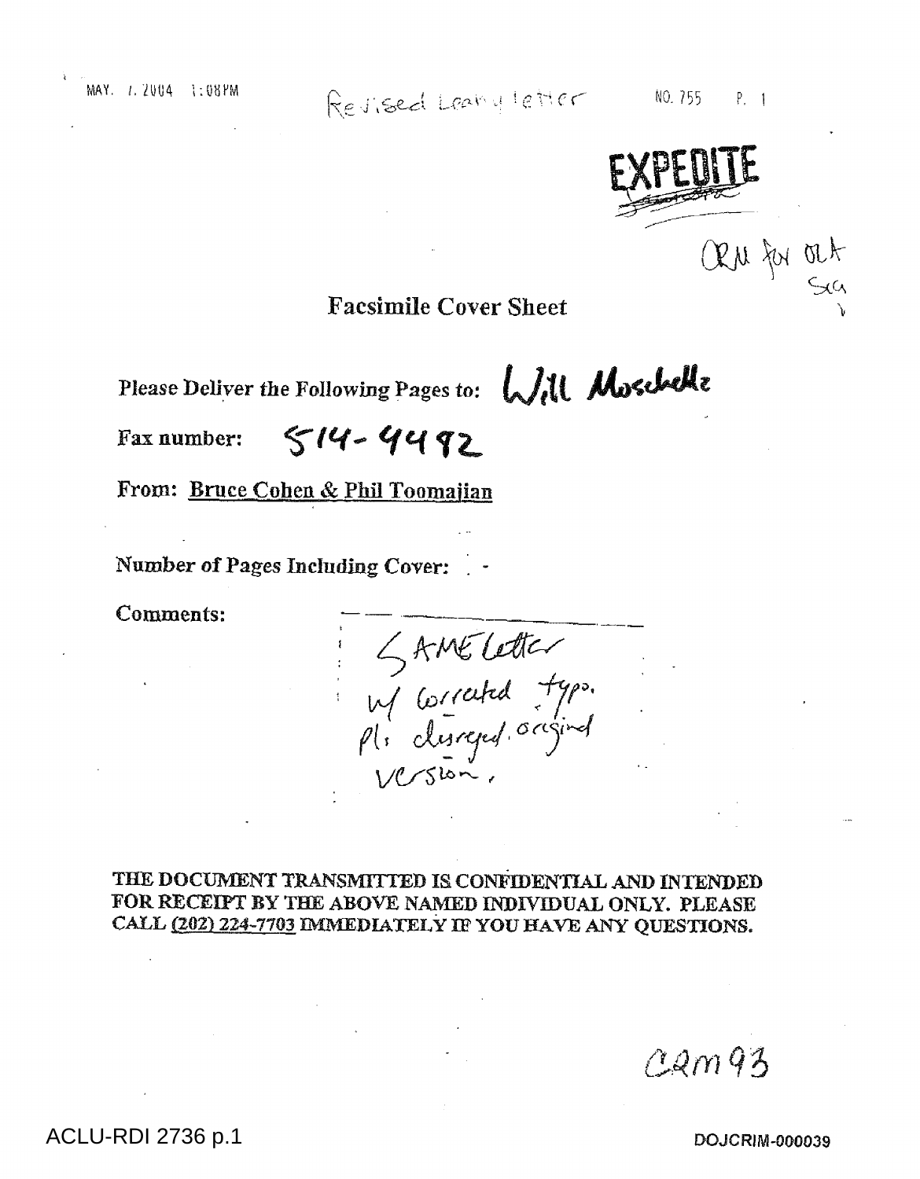MAY. 7. 2004 1:08PM

Revised Leahy letter

NO. 755 P. 1

**EXPEDITE**

CRM for OLA

# Facsimile Cover Sheet

**Please Deliver the Following Pages to:** Will Moschella

**Fax number:** 514-4492

**From:** Bruce Cohen & Phil Toomajian

**Number of Pages Including Cover:**

**Comments:**

SAME letter w/ corrected typo. Pls disregard original version.

**THE DOCUMENT TRANSMITTED IS CONFIDENTIAL AND INTENDED FOR RECEIPT BY THE ABOVE NAMED INDIVIDUAL ONLY. PLEASE CALL (202) 224-7703 IMMEDIATELY IF YOU HAVE ANY QUESTIONS.**

CRM93

ACLU-RDI 2736 p.1

DOJCRIM-000039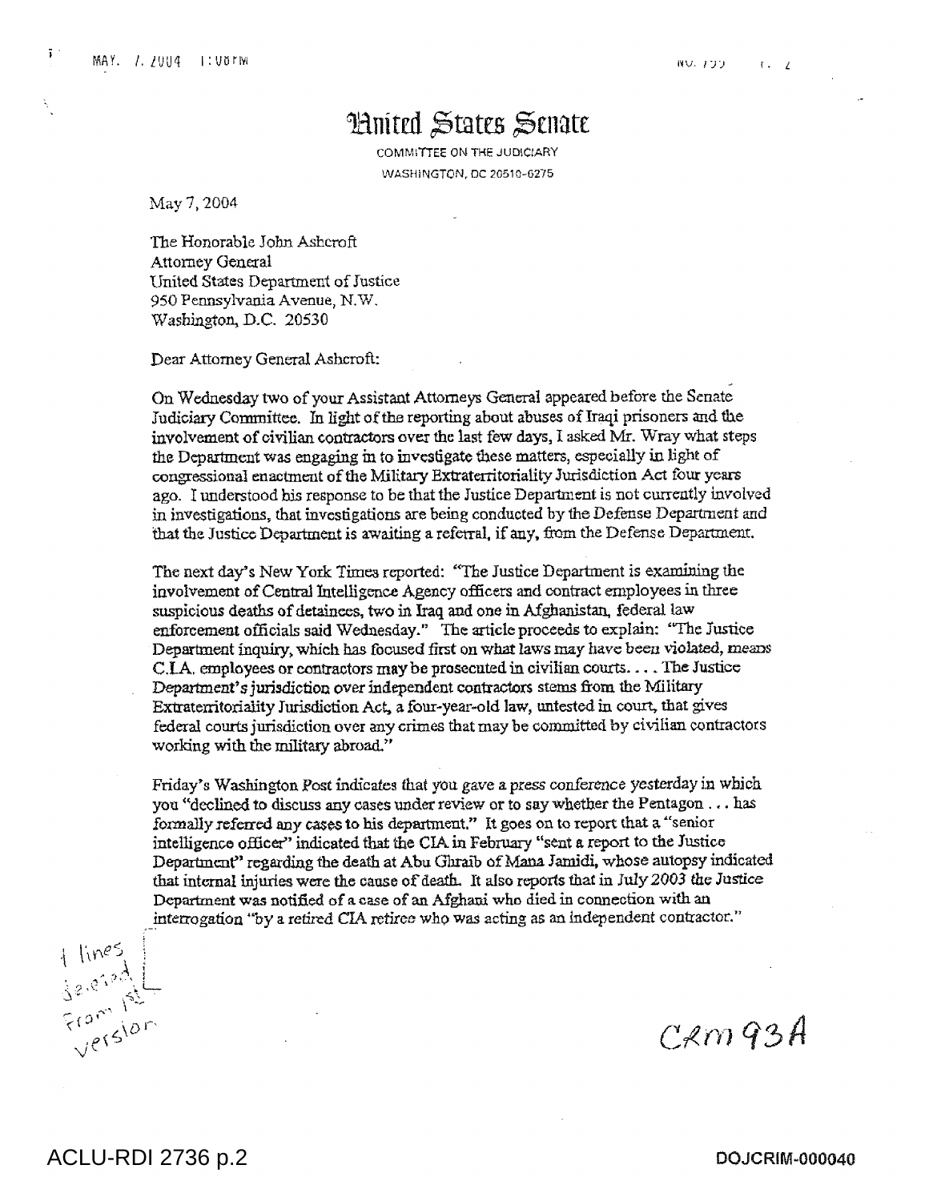# United States Senate

COMMITTEE ON THE JUDICIARY
WASHINGTON, DC 20510-6275

May 7, 2004

The Honorable John Ashcroft
Attorney General
United States Department of Justice
950 Pennsylvania Avenue, N.W.
Washington, D.C. 20530

Dear Attorney General Ashcroft:

On Wednesday two of your Assistant Attorneys General appeared before the Senate Judiciary Committee. In light of the reporting about abuses of Iraqi prisoners and the involvement of civilian contractors over the last few days, I asked Mr. Wray what steps the Department was engaging in to investigate these matters, especially in light of congressional enactment of the Military Extraterritoriality Jurisdiction Act four years ago. I understood his response to be that the Justice Department is not currently involved in investigations, that investigations are being conducted by the Defense Department and that the Justice Department is awaiting a referral, if any, from the Defense Department.

The next day's New York Times reported: "The Justice Department is examining the involvement of Central Intelligence Agency officers and contract employees in three suspicious deaths of detainees, two in Iraq and one in Afghanistan, federal law enforcement officials said Wednesday." The article proceeds to explain: "The Justice Department inquiry, which has focused first on what laws may have been violated, means C.I.A. employees or contractors may be prosecuted in civilian courts. . . . The Justice Department's jurisdiction over independent contractors stems from the Military Extraterritoriality Jurisdiction Act, a four-year-old law, untested in court, that gives federal courts jurisdiction over any crimes that may be committed by civilian contractors working with the military abroad."

Friday's Washington Post indicates that you gave a press conference yesterday in which you "declined to discuss any cases under review or to say whether the Pentagon . . . has formally referred any cases to his department." It goes on to report that a "senior intelligence officer" indicated that the CIA in February "sent a report to the Justice Department" regarding the death at Abu Ghraib of Mana Jamidi, whose autopsy indicated that internal injuries were the cause of death. It also reports that in July 2003 the Justice Department was notified of a case of an Afghani who died in connection with an interrogation "by a retired CIA retiree who was acting as an independent contractor."

4 lines deleted from 1st version

CRM 93A

ACLU-RDI 2736 p.2

DOJCRIM-000040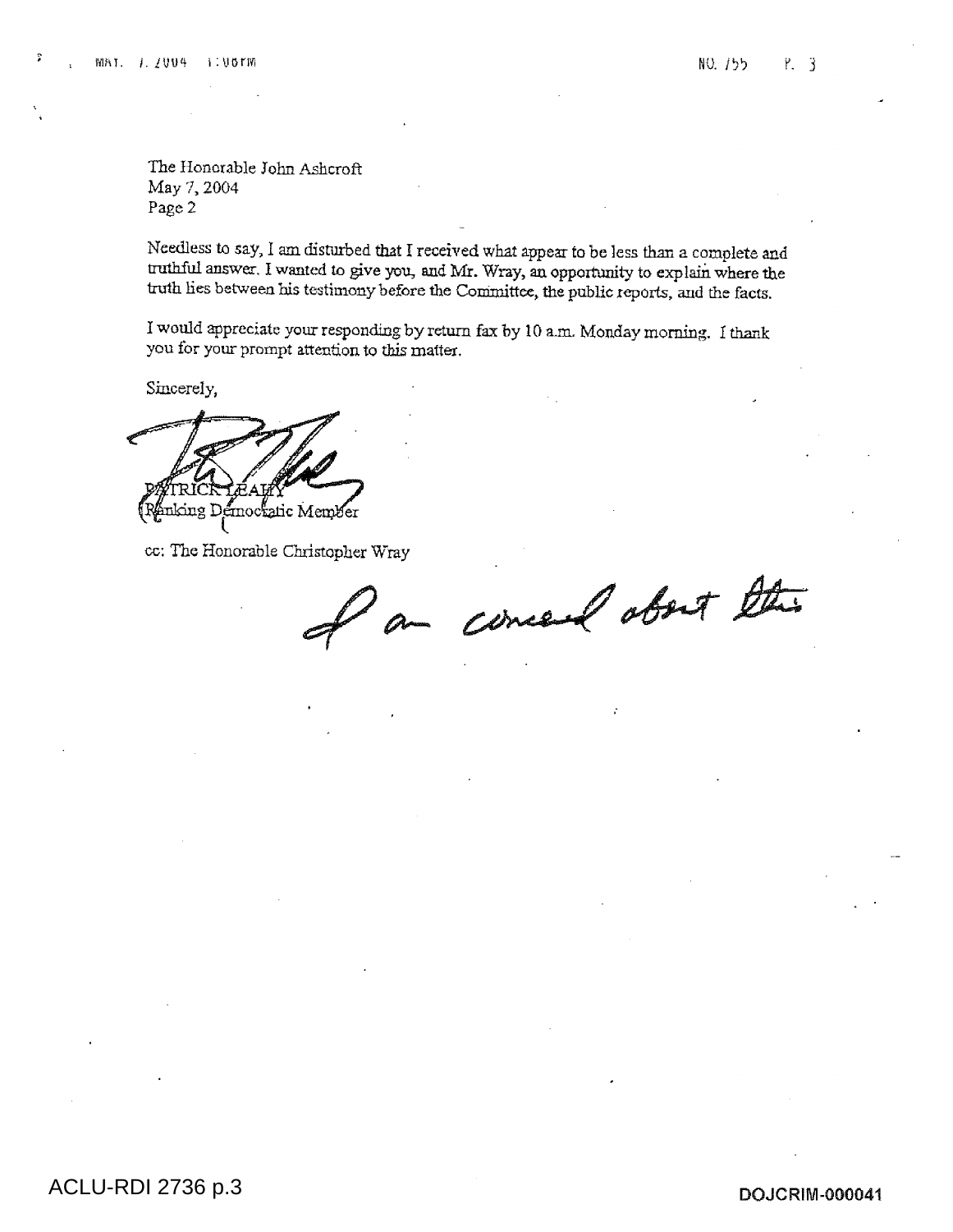The Honorable John Ashcroft
May 7, 2004
Page 2

Needless to say, I am disturbed that I received what appear to be less than a complete and truthful answer. I wanted to give you, and Mr. Wray, an opportunity to explain where the truth lies between his testimony before the Committee, the public reports, and the facts.

I would appreciate your responding by return fax by 10 a.m. Monday morning. I thank you for your prompt attention to this matter.

Sincerely,

PATRICK LEAHY
Ranking Democratic Member

cc: The Honorable Christopher Wray

I am concerned about this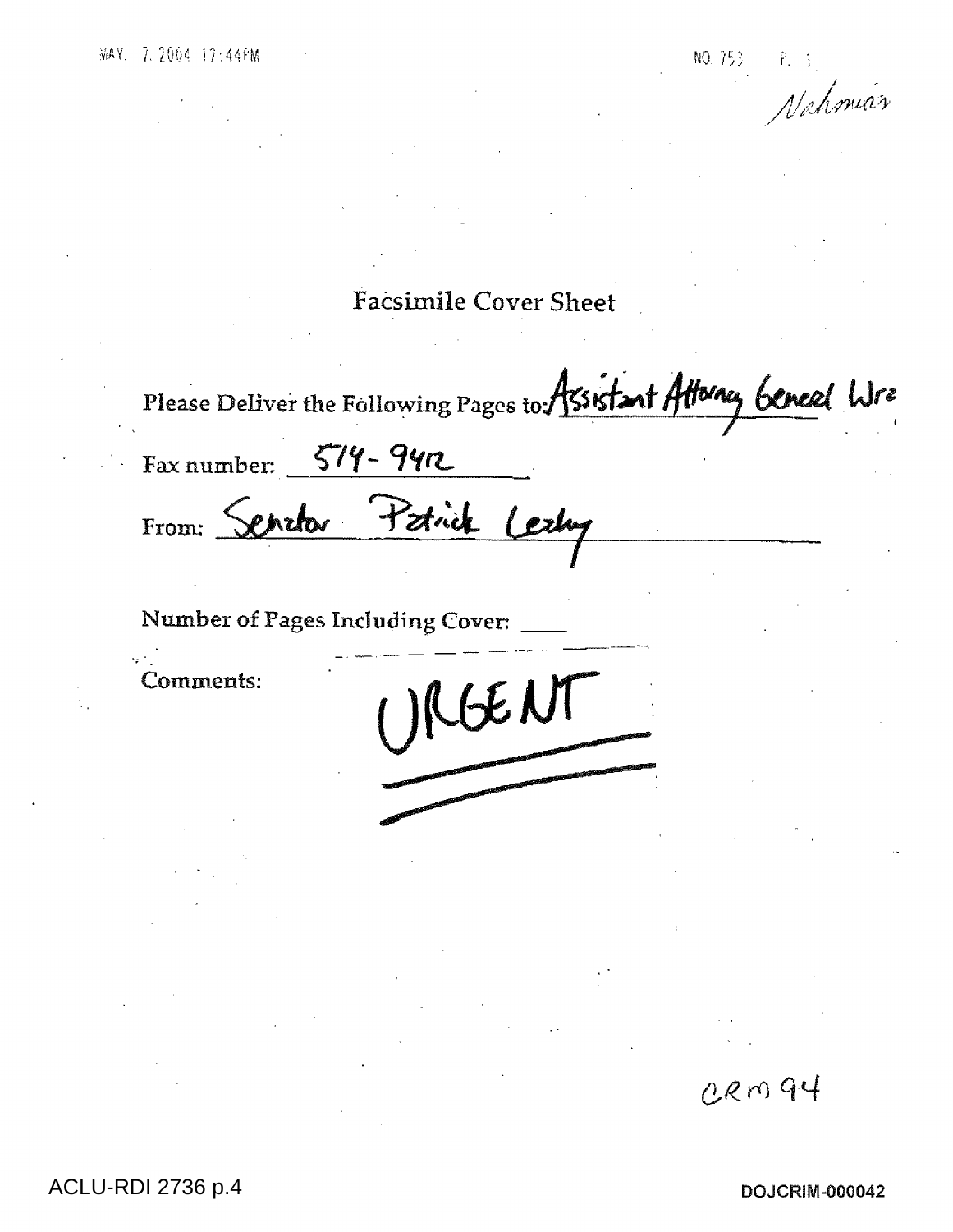MAY. 7. 2004 12:44PM NO. 753 P. 1

Nahmias

# Facsimile Cover Sheet

Please Deliver the Following Pages to: Assistant Attorney General Wre

Fax number: 514-9412

From: Senator Patrick Leahy

Number of Pages Including Cover: ___

Comments: URGENT

CRM 94

ACLU-RDI 2736 p.4

DOJCRIM-000042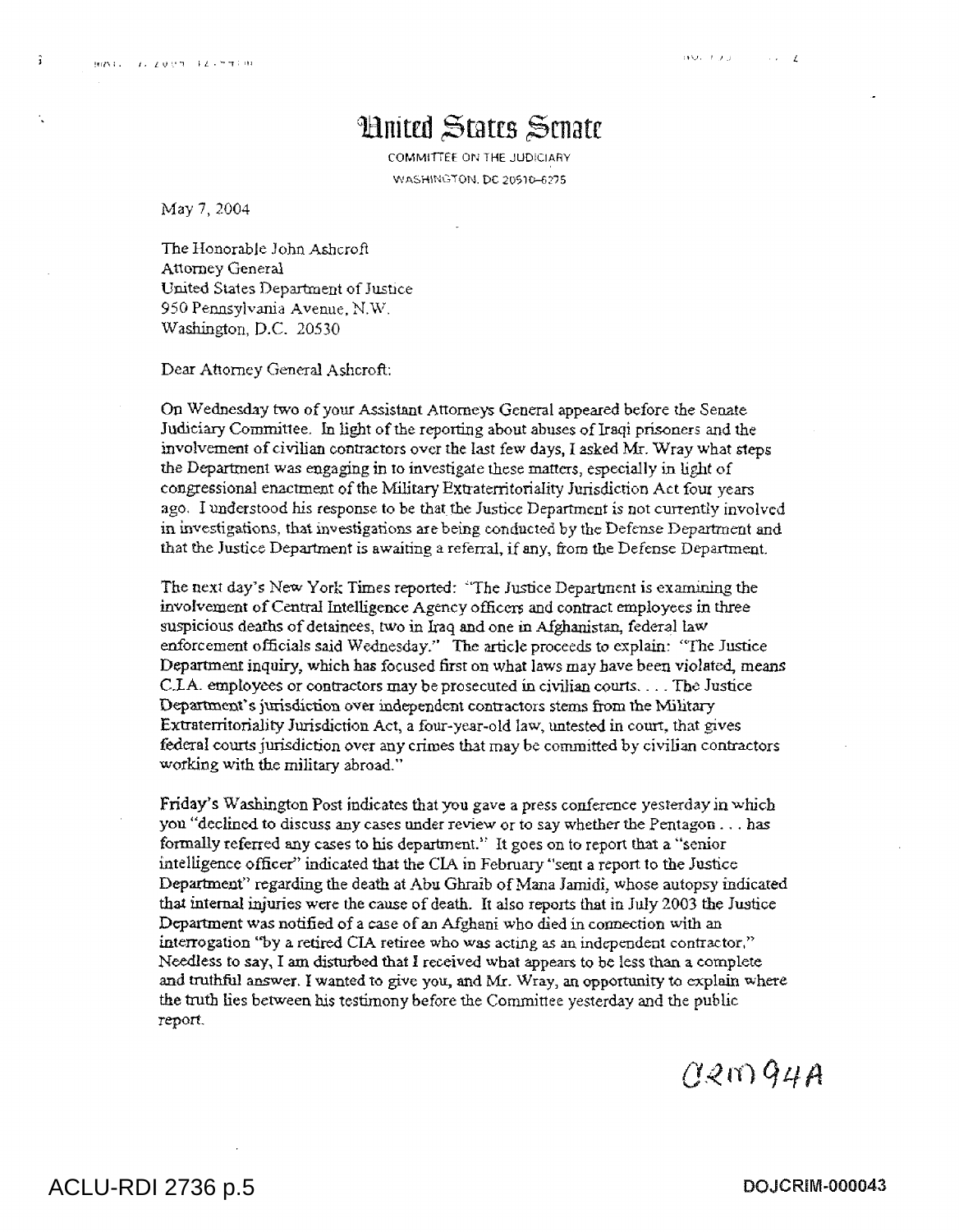# United States Senate

COMMITTEE ON THE JUDICIARY
WASHINGTON, DC 20510-6275

May 7, 2004

The Honorable John Ashcroft
Attorney General
United States Department of Justice
950 Pennsylvania Avenue, N.W.
Washington, D.C. 20530

Dear Attorney General Ashcroft:

On Wednesday two of your Assistant Attorneys General appeared before the Senate Judiciary Committee. In light of the reporting about abuses of Iraqi prisoners and the involvement of civilian contractors over the last few days, I asked Mr. Wray what steps the Department was engaging in to investigate these matters, especially in light of congressional enactment of the Military Extraterritoriality Jurisdiction Act four years ago. I understood his response to be that the Justice Department is not currently involved in investigations, that investigations are being conducted by the Defense Department and that the Justice Department is awaiting a referral, if any, from the Defense Department.

The next day's New York Times reported: "The Justice Department is examining the involvement of Central Intelligence Agency officers and contract employees in three suspicious deaths of detainees, two in Iraq and one in Afghanistan, federal law enforcement officials said Wednesday." The article proceeds to explain: "The Justice Department inquiry, which has focused first on what laws may have been violated, means C.I.A. employees or contractors may be prosecuted in civilian courts. . . . The Justice Department's jurisdiction over independent contractors stems from the Military Extraterritoriality Jurisdiction Act, a four-year-old law, untested in court, that gives federal courts jurisdiction over any crimes that may be committed by civilian contractors working with the military abroad."

Friday's Washington Post indicates that you gave a press conference yesterday in which you "declined to discuss any cases under review or to say whether the Pentagon . . . has formally referred any cases to his department." It goes on to report that a "senior intelligence officer" indicated that the CIA in February "sent a report to the Justice Department" regarding the death at Abu Ghraib of Mana Jamidi, whose autopsy indicated that internal injuries were the cause of death. It also reports that in July 2003 the Justice Department was notified of a case of an Afghani who died in connection with an interrogation "by a retired CIA retiree who was acting as an independent contractor." Needless to say, I am disturbed that I received what appears to be less than a complete and truthful answer. I wanted to give you, and Mr. Wray, an opportunity to explain where the truth lies between his testimony before the Committee yesterday and the public report.

CRM94A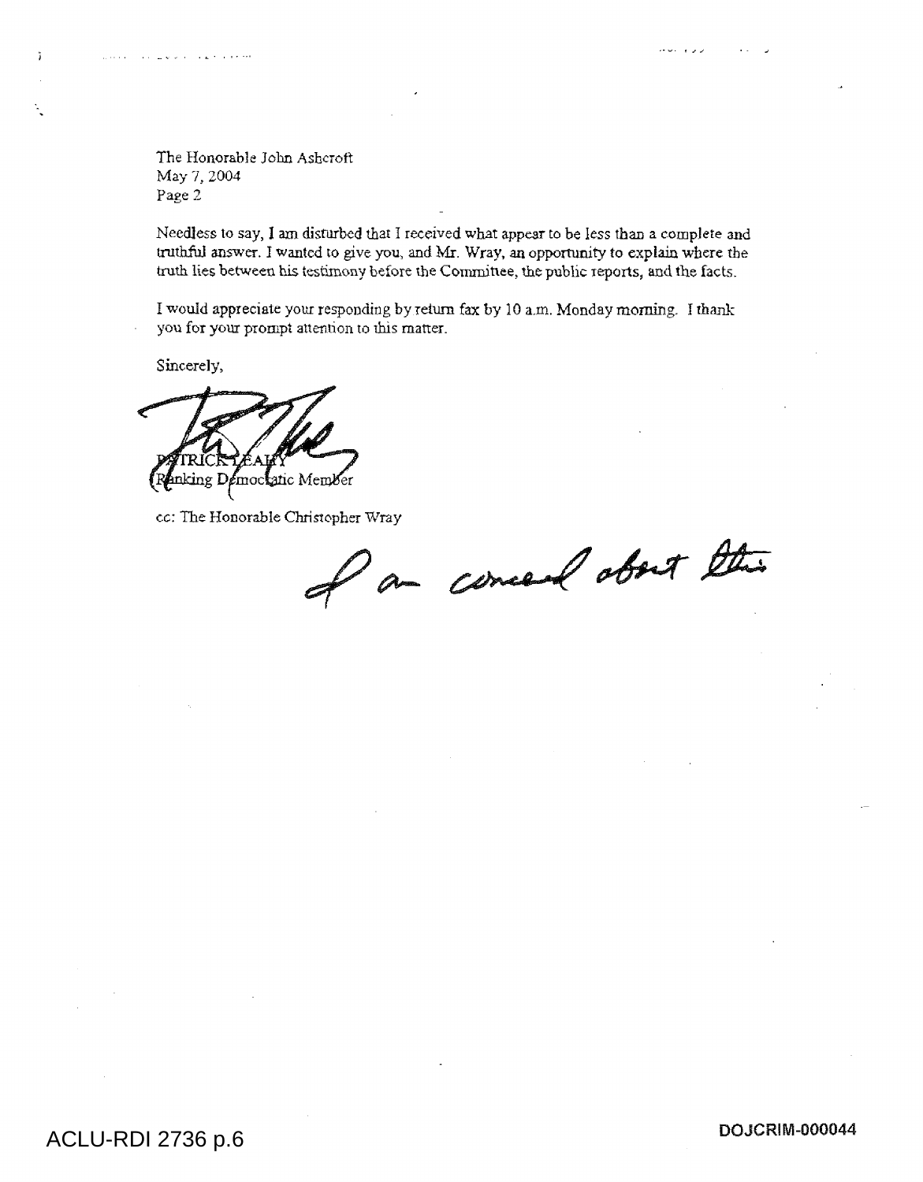The Honorable John Ashcroft
May 7, 2004
Page 2

Needless to say, I am disturbed that I received what appear to be less than a complete and truthful answer. I wanted to give you, and Mr. Wray, an opportunity to explain where the truth lies between his testimony before the Committee, the public reports, and the facts.

I would appreciate your responding by return fax by 10 a.m. Monday morning. I thank you for your prompt attention to this matter.

Sincerely,

PATRICK LEAHY
Ranking Democratic Member

cc: The Honorable Christopher Wray

I am concerned about this

ACLU-RDI 2736 p.6

DOJCRIM-000044